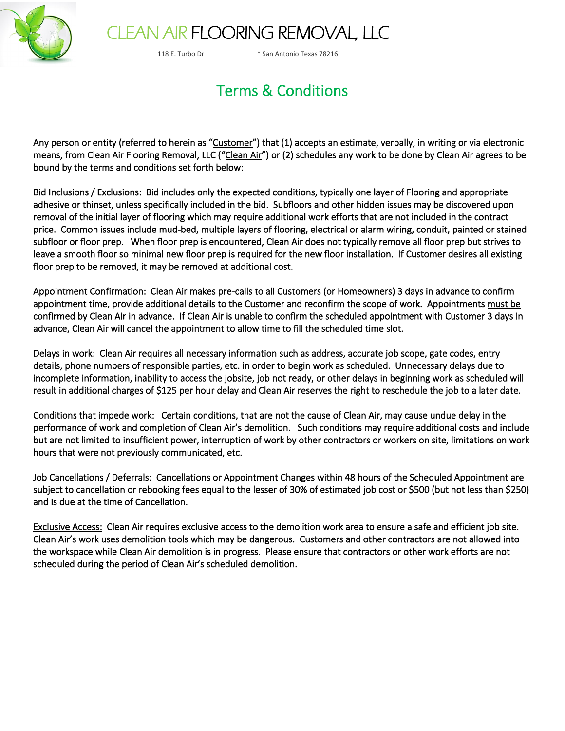# CLEAN AIR FLOORING REMOVAL, LLC

118 E. Turbo Dr * San Antonio Texas 78216

## Terms & Conditions

Any person or entity (referred to herein as "Customer") that (1) accepts an estimate, verbally, in writing or via electronic means, from Clean Air Flooring Removal, LLC ("Clean Air") or (2) schedules any work to be done by Clean Air agrees to be bound by the terms and conditions set forth below:

Bid Inclusions / Exclusions: Bid includes only the expected conditions, typically one layer of Flooring and appropriate adhesive or thinset, unless specifically included in the bid. Subfloors and other hidden issues may be discovered upon removal of the initial layer of flooring which may require additional work efforts that are not included in the contract price. Common issues include mud-bed, multiple layers of flooring, electrical or alarm wiring, conduit, painted or stained subfloor or floor prep. When floor prep is encountered, Clean Air does not typically remove all floor prep but strives to leave a smooth floor so minimal new floor prep is required for the new floor installation. If Customer desires all existing floor prep to be removed, it may be removed at additional cost.

Appointment Confirmation: Clean Air makes pre-calls to all Customers (or Homeowners) 3 days in advance to confirm appointment time, provide additional details to the Customer and reconfirm the scope of work. Appointments must be confirmed by Clean Air in advance. If Clean Air is unable to confirm the scheduled appointment with Customer 3 days in advance, Clean Air will cancel the appointment to allow time to fill the scheduled time slot.

Delays in work: Clean Air requires all necessary information such as address, accurate job scope, gate codes, entry details, phone numbers of responsible parties, etc. in order to begin work as scheduled. Unnecessary delays due to incomplete information, inability to access the jobsite, job not ready, or other delays in beginning work as scheduled will result in additional charges of $125 per hour delay and Clean Air reserves the right to reschedule the job to a later date.

Conditions that impede work: Certain conditions, that are not the cause of Clean Air, may cause undue delay in the performance of work and completion of Clean Air's demolition. Such conditions may require additional costs and include but are not limited to insufficient power, interruption of work by other contractors or workers on site, limitations on work hours that were not previously communicated, etc.

Job Cancellations / Deferrals: Cancellations or Appointment Changes within 48 hours of the Scheduled Appointment are subject to cancellation or rebooking fees equal to the lesser of 30% of estimated job cost or $500 (but not less than $250) and is due at the time of Cancellation.

Exclusive Access: Clean Air requires exclusive access to the demolition work area to ensure a safe and efficient job site. Clean Air's work uses demolition tools which may be dangerous. Customers and other contractors are not allowed into the workspace while Clean Air demolition is in progress. Please ensure that contractors or other work efforts are not scheduled during the period of Clean Air's scheduled demolition.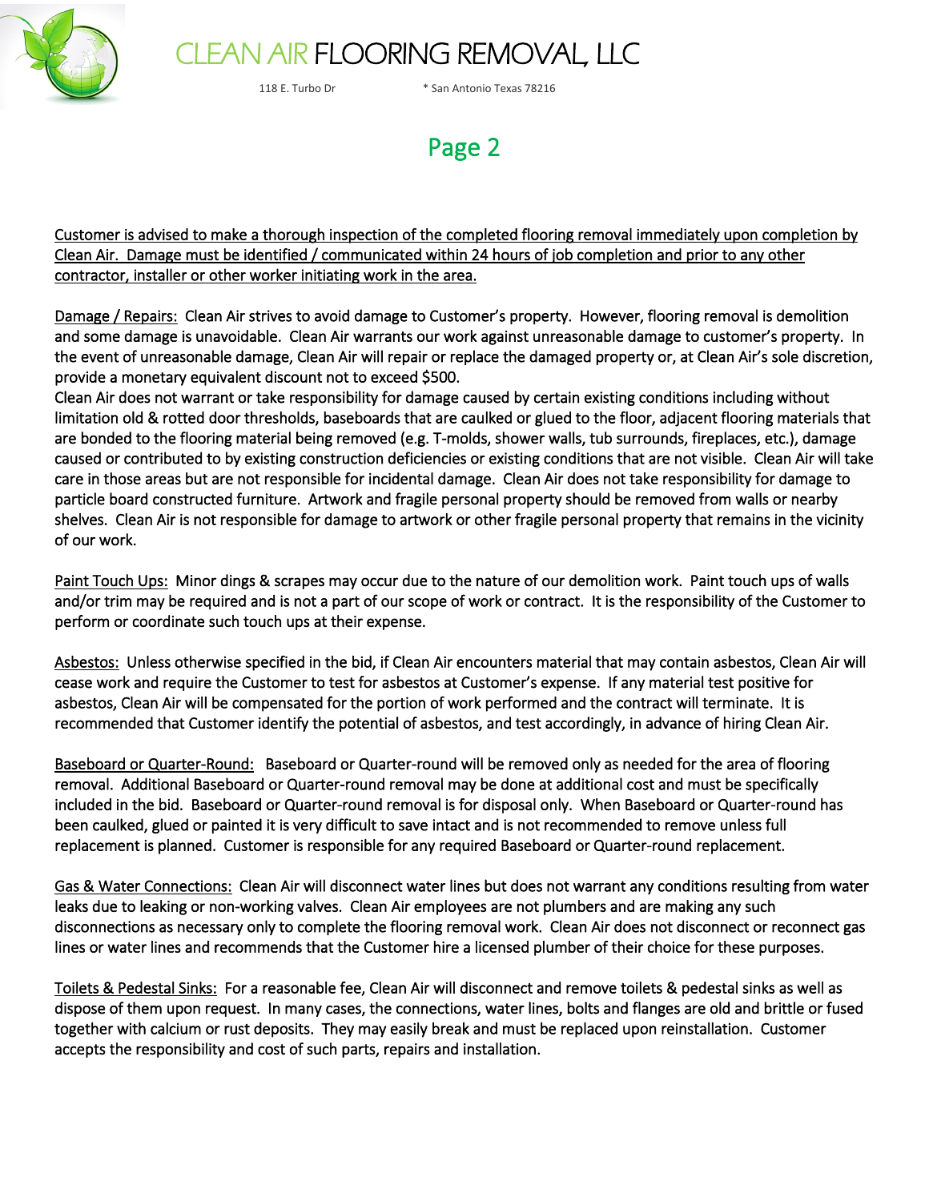# CLEAN AIR FLOORING REMOVAL, LLC

118 E. Turbo Dr * San Antonio Texas 78216

## Page 2

<u>Customer is advised to make a thorough inspection of the completed flooring removal immediately upon completion by Clean Air. Damage must be identified / communicated within 24 hours of job completion and prior to any other contractor, installer or other worker initiating work in the area.</u>

<u>Damage / Repairs:</u> Clean Air strives to avoid damage to Customer's property. However, flooring removal is demolition and some damage is unavoidable. Clean Air warrants our work against unreasonable damage to customer's property. In the event of unreasonable damage, Clean Air will repair or replace the damaged property or, at Clean Air's sole discretion, provide a monetary equivalent discount not to exceed $500.
Clean Air does not warrant or take responsibility for damage caused by certain existing conditions including without limitation old & rotted door thresholds, baseboards that are caulked or glued to the floor, adjacent flooring materials that are bonded to the flooring material being removed (e.g. T-molds, shower walls, tub surrounds, fireplaces, etc.), damage caused or contributed to by existing construction deficiencies or existing conditions that are not visible. Clean Air will take care in those areas but are not responsible for incidental damage. Clean Air does not take responsibility for damage to particle board constructed furniture. Artwork and fragile personal property should be removed from walls or nearby shelves. Clean Air is not responsible for damage to artwork or other fragile personal property that remains in the vicinity of our work.

<u>Paint Touch Ups:</u> Minor dings & scrapes may occur due to the nature of our demolition work. Paint touch ups of walls and/or trim may be required and is not a part of our scope of work or contract. It is the responsibility of the Customer to perform or coordinate such touch ups at their expense.

<u>Asbestos:</u> Unless otherwise specified in the bid, if Clean Air encounters material that may contain asbestos, Clean Air will cease work and require the Customer to test for asbestos at Customer's expense. If any material test positive for asbestos, Clean Air will be compensated for the portion of work performed and the contract will terminate. It is recommended that Customer identify the potential of asbestos, and test accordingly, in advance of hiring Clean Air.

<u>Baseboard or Quarter-Round:</u> Baseboard or Quarter-round will be removed only as needed for the area of flooring removal. Additional Baseboard or Quarter-round removal may be done at additional cost and must be specifically included in the bid. Baseboard or Quarter-round removal is for disposal only. When Baseboard or Quarter-round has been caulked, glued or painted it is very difficult to save intact and is not recommended to remove unless full replacement is planned. Customer is responsible for any required Baseboard or Quarter-round replacement.

<u>Gas & Water Connections:</u> Clean Air will disconnect water lines but does not warrant any conditions resulting from water leaks due to leaking or non-working valves. Clean Air employees are not plumbers and are making any such disconnections as necessary only to complete the flooring removal work. Clean Air does not disconnect or reconnect gas lines or water lines and recommends that the Customer hire a licensed plumber of their choice for these purposes.

<u>Toilets & Pedestal Sinks:</u> For a reasonable fee, Clean Air will disconnect and remove toilets & pedestal sinks as well as dispose of them upon request. In many cases, the connections, water lines, bolts and flanges are old and brittle or fused together with calcium or rust deposits. They may easily break and must be replaced upon reinstallation. Customer accepts the responsibility and cost of such parts, repairs and installation.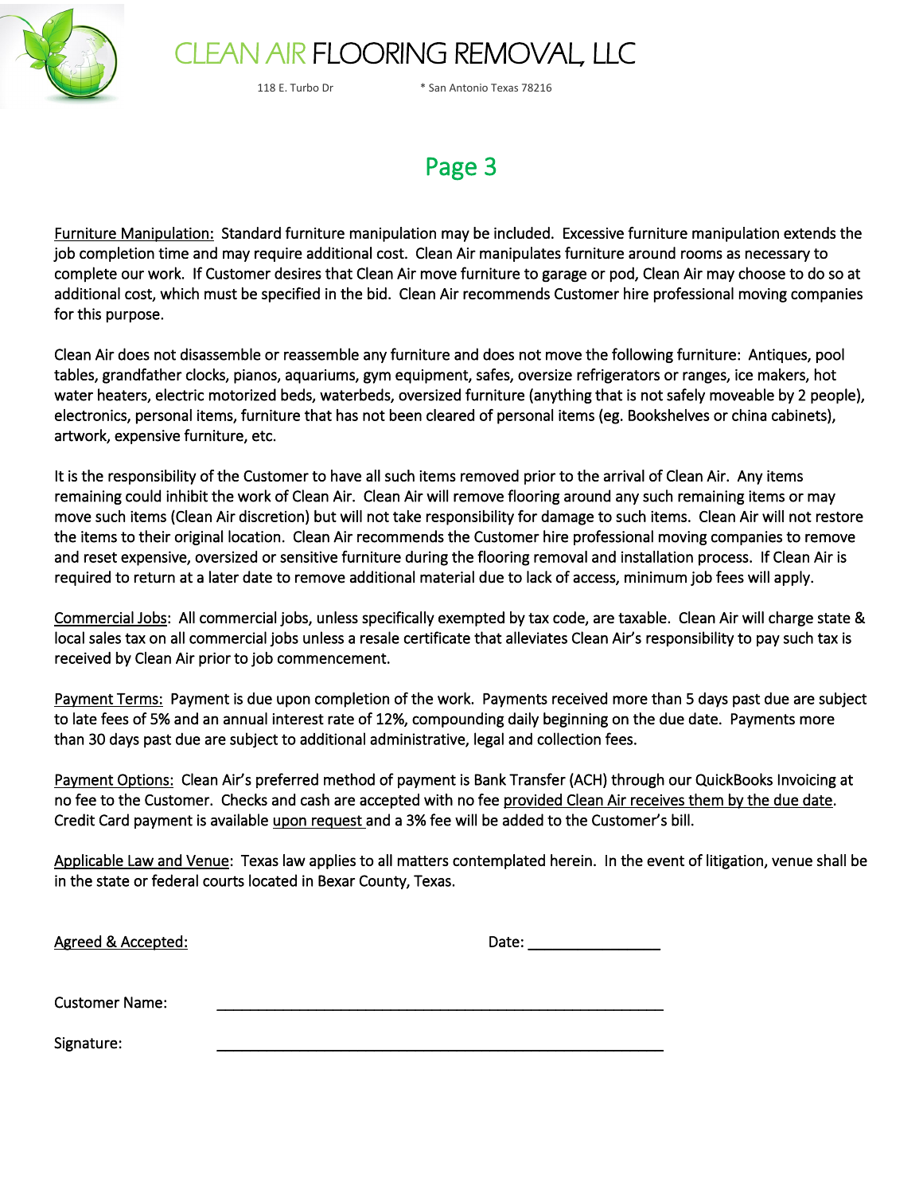# CLEAN AIR FLOORING REMOVAL, LLC

118 E. Turbo Dr * San Antonio Texas 78216

## Page 3

Furniture Manipulation: Standard furniture manipulation may be included. Excessive furniture manipulation extends the job completion time and may require additional cost. Clean Air manipulates furniture around rooms as necessary to complete our work. If Customer desires that Clean Air move furniture to garage or pod, Clean Air may choose to do so at additional cost, which must be specified in the bid. Clean Air recommends Customer hire professional moving companies for this purpose.

Clean Air does not disassemble or reassemble any furniture and does not move the following furniture: Antiques, pool tables, grandfather clocks, pianos, aquariums, gym equipment, safes, oversize refrigerators or ranges, ice makers, hot water heaters, electric motorized beds, waterbeds, oversized furniture (anything that is not safely moveable by 2 people), electronics, personal items, furniture that has not been cleared of personal items (eg. Bookshelves or china cabinets), artwork, expensive furniture, etc.

It is the responsibility of the Customer to have all such items removed prior to the arrival of Clean Air. Any items remaining could inhibit the work of Clean Air. Clean Air will remove flooring around any such remaining items or may move such items (Clean Air discretion) but will not take responsibility for damage to such items. Clean Air will not restore the items to their original location. Clean Air recommends the Customer hire professional moving companies to remove and reset expensive, oversized or sensitive furniture during the flooring removal and installation process. If Clean Air is required to return at a later date to remove additional material due to lack of access, minimum job fees will apply.

Commercial Jobs: All commercial jobs, unless specifically exempted by tax code, are taxable. Clean Air will charge state & local sales tax on all commercial jobs unless a resale certificate that alleviates Clean Air's responsibility to pay such tax is received by Clean Air prior to job commencement.

Payment Terms: Payment is due upon completion of the work. Payments received more than 5 days past due are subject to late fees of 5% and an annual interest rate of 12%, compounding daily beginning on the due date. Payments more than 30 days past due are subject to additional administrative, legal and collection fees.

Payment Options: Clean Air's preferred method of payment is Bank Transfer (ACH) through our QuickBooks Invoicing at no fee to the Customer. Checks and cash are accepted with no fee provided Clean Air receives them by the due date. Credit Card payment is available upon request and a 3% fee will be added to the Customer's bill.

Applicable Law and Venue: Texas law applies to all matters contemplated herein. In the event of litigation, venue shall be in the state or federal courts located in Bexar County, Texas.

Agreed & Accepted: Date: ________________

Customer Name: ________________________________________________

Signature: ________________________________________________